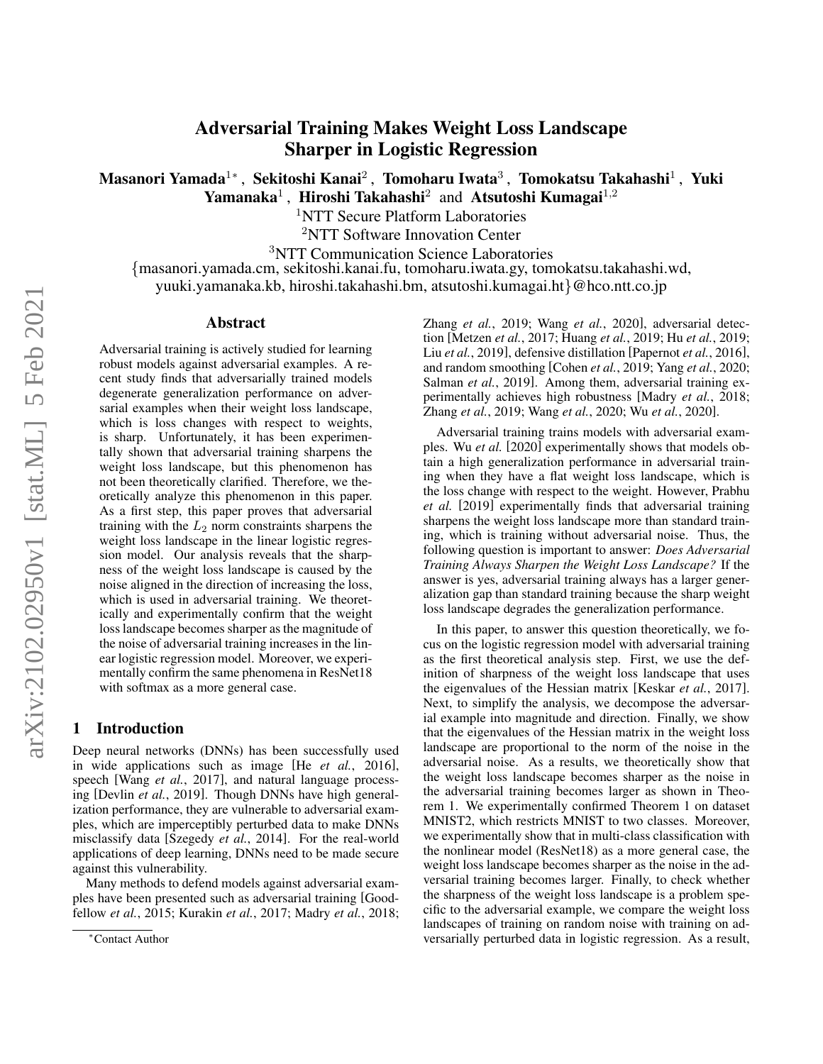# Adversarial Training Makes Weight Loss Landscape Sharper in Logistic Regression

**Masanori Yamada**[1*], **Sekitoshi Kanai**[2], **Tomoharu Iwata**[3], **Tomokatsu Takahashi**[1], **Yuki Yamanaka**[1], **Hiroshi Takahashi**[2] and **Atsutoshi Kumagai**[1,2]

[1]NTT Secure Platform Laboratories

[2]NTT Software Innovation Center

[3]NTT Communication Science Laboratories

{masanori.yamada.cm, sekitoshi.kanai.fu, tomoharu.iwata.gy, tomokatsu.takahashi.wd, yuuki.yamanaka.kb, hiroshi.takahashi.bm, atsutoshi.kumagai.ht}@hco.ntt.co.jp

## Abstract

Adversarial training is actively studied for learning robust models against adversarial examples. A recent study finds that adversarially trained models degenerate generalization performance on adversarial examples when their weight loss landscape, which is loss changes with respect to weights, is sharp. Unfortunately, it has been experimentally shown that adversarial training sharpens the weight loss landscape, but this phenomenon has not been theoretically clarified. Therefore, we theoretically analyze this phenomenon in this paper. As a first step, this paper proves that adversarial training with the $L_2$ norm constraints sharpens the weight loss landscape in the linear logistic regression model. Our analysis reveals that the sharpness of the weight loss landscape is caused by the noise aligned in the direction of increasing the loss, which is used in adversarial training. We theoretically and experimentally confirm that the weight loss landscape becomes sharper as the magnitude of the noise of adversarial training increases in the linear logistic regression model. Moreover, we experimentally confirm the same phenomena in ResNet18 with softmax as a more general case.

## 1 Introduction

Deep neural networks (DNNs) has been successfully used in wide applications such as image [He *et al.*, 2016], speech [Wang *et al.*, 2017], and natural language processing [Devlin *et al.*, 2019]. Though DNNs have high generalization performance, they are vulnerable to adversarial examples, which are imperceptibly perturbed data to make DNNs misclassify data [Szegedy *et al.*, 2014]. For the real-world applications of deep learning, DNNs need to be made secure against this vulnerability.

Many methods to defend models against adversarial examples have been presented such as adversarial training [Goodfellow *et al.*, 2015; Kurakin *et al.*, 2017; Madry *et al.*, 2018; Zhang *et al.*, 2019; Wang *et al.*, 2020], adversarial detection [Metzen *et al.*, 2017; Huang *et al.*, 2019; Hu *et al.*, 2019; Liu *et al.*, 2019], defensive distillation [Papernot *et al.*, 2016], and random smoothing [Cohen *et al.*, 2019; Yang *et al.*, 2020; Salman *et al.*, 2019]. Among them, adversarial training experimentally achieves high robustness [Madry *et al.*, 2018; Zhang *et al.*, 2019; Wang *et al.*, 2020; Wu *et al.*, 2020].

Adversarial training trains models with adversarial examples. Wu *et al.* [2020] experimentally shows that models obtain a high generalization performance in adversarial training when they have a flat weight loss landscape, which is the loss change with respect to the weight. However, Prabhu *et al.* [2019] experimentally finds that adversarial training sharpens the weight loss landscape more than standard training, which is training without adversarial noise. Thus, the following question is important to answer: *Does Adversarial Training Always Sharpen the Weight Loss Landscape?* If the answer is yes, adversarial training always has a larger generalization gap than standard training because the sharp weight loss landscape degrades the generalization performance.

In this paper, to answer this question theoretically, we focus on the logistic regression model with adversarial training as the first theoretical analysis step. First, we use the definition of sharpness of the weight loss landscape that uses the eigenvalues of the Hessian matrix [Keskar *et al.*, 2017]. Next, to simplify the analysis, we decompose the adversarial example into magnitude and direction. Finally, we show that the eigenvalues of the Hessian matrix in the weight loss landscape are proportional to the norm of the noise in the adversarial noise. As a results, we theoretically show that the weight loss landscape becomes sharper as the noise in the adversarial training becomes larger as shown in Theorem 1. We experimentally confirmed Theorem 1 on dataset MNIST2, which restricts MNIST to two classes. Moreover, we experimentally show that in multi-class classification with the nonlinear model (ResNet18) as a more general case, the weight loss landscape becomes sharper as the noise in the adversarial training becomes larger. Finally, to check whether the sharpness of the weight loss landscape is a problem specific to the adversarial example, we compare the weight loss landscapes of training on random noise with training on adversarially perturbed data in logistic regression. As a result,

*Contact Author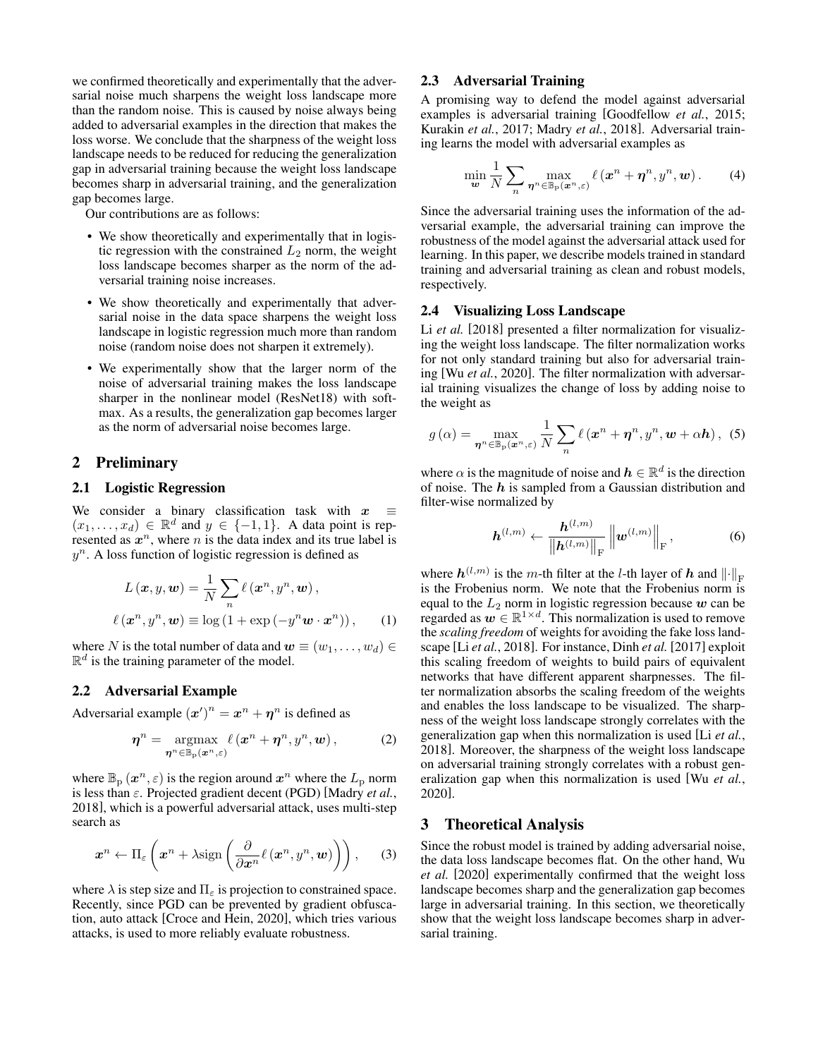we confirmed theoretically and experimentally that the adversarial noise much sharpens the weight loss landscape more than the random noise. This is caused by noise always being added to adversarial examples in the direction that makes the loss worse. We conclude that the sharpness of the weight loss landscape needs to be reduced for reducing the generalization gap in adversarial training because the weight loss landscape becomes sharp in adversarial training, and the generalization gap becomes large.

Our contributions are as follows:

- We show theoretically and experimentally that in logistic regression with the constrained $L_2$ norm, the weight loss landscape becomes sharper as the norm of the adversarial training noise increases.
- We show theoretically and experimentally that adversarial noise in the data space sharpens the weight loss landscape in logistic regression much more than random noise (random noise does not sharpen it extremely).
- We experimentally show that the larger norm of the noise of adversarial training makes the loss landscape sharper in the nonlinear model (ResNet18) with softmax. As a results, the generalization gap becomes larger as the norm of adversarial noise becomes large.

## 2 Preliminary

### 2.1 Logistic Regression

We consider a binary classification task with $\boldsymbol{x} \equiv (x_1, \ldots, x_d) \in \mathbb{R}^d$ and $y \in \{-1, 1\}$. A data point is represented as $\boldsymbol{x}^n$, where $n$ is the data index and its true label is $y^n$. A loss function of logistic regression is defined as

$$L(\boldsymbol{x}, y, \boldsymbol{w}) = \frac{1}{N} \sum_n \ell(\boldsymbol{x}^n, y^n, \boldsymbol{w}),$$
$$\ell(\boldsymbol{x}^n, y^n, \boldsymbol{w}) \equiv \log(1 + \exp(-y^n \boldsymbol{w} \cdot \boldsymbol{x}^n)), \quad (1)$$

where $N$ is the total number of data and $\boldsymbol{w} \equiv (w_1, \ldots, w_d) \in \mathbb{R}^d$ is the training parameter of the model.

### 2.2 Adversarial Example

Adversarial example $(\boldsymbol{x}')^n = \boldsymbol{x}^n + \boldsymbol{\eta}^n$ is defined as

$$\boldsymbol{\eta}^n = \underset{\boldsymbol{\eta}^n \in \mathbb{B}_\mathrm{p}(\boldsymbol{x}^n, \varepsilon)}{\operatorname{argmax}} \ \ell(\boldsymbol{x}^n + \boldsymbol{\eta}^n, y^n, \boldsymbol{w}), \quad (2)$$

where $\mathbb{B}_\mathrm{p}(\boldsymbol{x}^n, \varepsilon)$ is the region around $\boldsymbol{x}^n$ where the $L_\mathrm{p}$ norm is less than $\varepsilon$. Projected gradient decent (PGD) [Madry *et al.*, 2018], which is a powerful adversarial attack, uses multi-step search as

$$\boldsymbol{x}^n \leftarrow \Pi_\varepsilon \left( \boldsymbol{x}^n + \lambda \mathrm{sign} \left( \frac{\partial}{\partial \boldsymbol{x}^n} \ell(\boldsymbol{x}^n, y^n, \boldsymbol{w}) \right) \right), \quad (3)$$

where $\lambda$ is step size and $\Pi_\varepsilon$ is projection to constrained space. Recently, since PGD can be prevented by gradient obfuscation, auto attack [Croce and Hein, 2020], which tries various attacks, is used to more reliably evaluate robustness.

### 2.3 Adversarial Training

A promising way to defend the model against adversarial examples is adversarial training [Goodfellow *et al.*, 2015; Kurakin *et al.*, 2017; Madry *et al.*, 2018]. Adversarial training learns the model with adversarial examples as

$$\min_{\boldsymbol{w}} \frac{1}{N} \sum_n \max_{\boldsymbol{\eta}^n \in \mathbb{B}_\mathrm{p}(\boldsymbol{x}^n, \varepsilon)} \ell(\boldsymbol{x}^n + \boldsymbol{\eta}^n, y^n, \boldsymbol{w}). \quad (4)$$

Since the adversarial training uses the information of the adversarial example, the adversarial training can improve the robustness of the model against the adversarial attack used for learning. In this paper, we describe models trained in standard training and adversarial training as clean and robust models, respectively.

### 2.4 Visualizing Loss Landscape

Li *et al.* [2018] presented a filter normalization for visualizing the weight loss landscape. The filter normalization works for not only standard training but also for adversarial training [Wu *et al.*, 2020]. The filter normalization with adversarial training visualizes the change of loss by adding noise to the weight as

$$g(\alpha) = \max_{\boldsymbol{\eta}^n \in \mathbb{B}_\mathrm{p}(\boldsymbol{x}^n, \varepsilon)} \frac{1}{N} \sum_n \ell(\boldsymbol{x}^n + \boldsymbol{\eta}^n, y^n, \boldsymbol{w} + \alpha \boldsymbol{h}), \quad (5)$$

where $\alpha$ is the magnitude of noise and $\boldsymbol{h} \in \mathbb{R}^d$ is the direction of noise. The $\boldsymbol{h}$ is sampled from a Gaussian distribution and filter-wise normalized by

$$\boldsymbol{h}^{(l,m)} \leftarrow \frac{\boldsymbol{h}^{(l,m)}}{\left\| \boldsymbol{h}^{(l,m)} \right\|_\mathrm{F}} \left\| \boldsymbol{w}^{(l,m)} \right\|_\mathrm{F}, \quad (6)$$

where $\boldsymbol{h}^{(l,m)}$ is the $m$-th filter at the $l$-th layer of $\boldsymbol{h}$ and $\|\cdot\|_\mathrm{F}$ is the Frobenius norm. We note that the Frobenius norm is equal to the $L_2$ norm in logistic regression because $\boldsymbol{w}$ can be regarded as $\boldsymbol{w} \in \mathbb{R}^{1 \times d}$. This normalization is used to remove the *scaling freedom* of weights for avoiding the fake loss landscape [Li *et al.*, 2018]. For instance, Dinh *et al.* [2017] exploit this scaling freedom of weights to build pairs of equivalent networks that have different apparent sharpnesses. The filter normalization absorbs the scaling freedom of the weights and enables the loss landscape to be visualized. The sharpness of the weight loss landscape strongly correlates with the generalization gap when this normalization is used [Li *et al.*, 2018]. Moreover, the sharpness of the weight loss landscape on adversarial training strongly correlates with a robust generalization gap when this normalization is used [Wu *et al.*, 2020].

## 3 Theoretical Analysis

Since the robust model is trained by adding adversarial noise, the data loss landscape becomes flat. On the other hand, Wu *et al.* [2020] experimentally confirmed that the weight loss landscape becomes sharp and the generalization gap becomes large in adversarial training. In this section, we theoretically show that the weight loss landscape becomes sharp in adversarial training.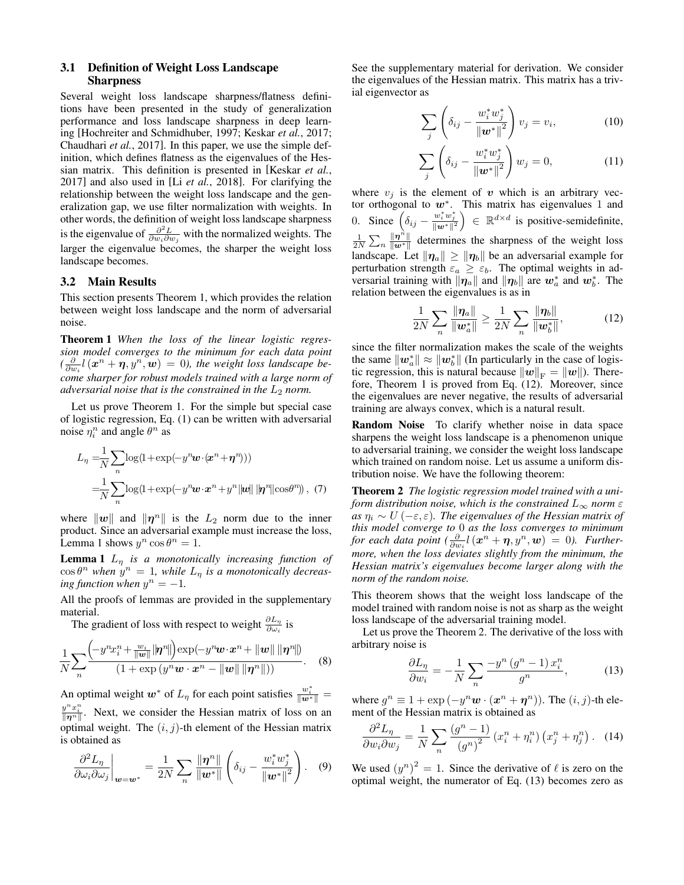### 3.1 Definition of Weight Loss Landscape Sharpness

Several weight loss landscape sharpness/flatness definitions have been presented in the study of generalization performance and loss landscape sharpness in deep learning [Hochreiter and Schmidhuber, 1997; Keskar *et al.*, 2017; Chaudhari *et al.*, 2017]. In this paper, we use the simple definition, which defines flatness as the eigenvalues of the Hessian matrix. This definition is presented in [Keskar *et al.*, 2017] and also used in [Li *et al.*, 2018]. For clarifying the relationship between the weight loss landscape and the generalization gap, we use filter normalization with weights. In other words, the definition of weight loss landscape sharpness is the eigenvalue of $\frac{\partial^2 L}{\partial w_i \partial w_j}$ with the normalized weights. The larger the eigenvalue becomes, the sharper the weight loss landscape becomes.

### 3.2 Main Results

This section presents Theorem 1, which provides the relation between weight loss landscape and the norm of adversarial noise.

**Theorem 1** *When the loss of the linear logistic regression model converges to the minimum for each data point ($\frac{\partial}{\partial w_i} l(\boldsymbol{x}^n + \boldsymbol{\eta}, y^n, \boldsymbol{w}) = 0$), the weight loss landscape become sharper for robust models trained with a large norm of adversarial noise that is the constrained in the $L_2$ norm.*

Let us prove Theorem 1. For the simple but special case of logistic regression, Eq. (1) can be written with adversarial noise $\eta_i^n$ and angle $\theta^n$ as

$$L_\eta = \frac{1}{N}\sum_n \log(1+\exp(-y^n \boldsymbol{w}\cdot(\boldsymbol{x}^n+\boldsymbol{\eta}^n)))$$
$$= \frac{1}{N}\sum_n \log(1+\exp(-y^n \boldsymbol{w}\cdot\boldsymbol{x}^n + y^n\|\boldsymbol{w}\|\,\|\boldsymbol{\eta}^n\|\cos\theta^n)), \quad (7)$$

where $\|\boldsymbol{w}\|$ and $\|\boldsymbol{\eta}^n\|$ is the $L_2$ norm due to the inner product. Since an adversarial example must increase the loss, Lemma 1 shows $y^n \cos\theta^n = 1$.

**Lemma 1** *$L_\eta$ is a monotonically increasing function of $\cos\theta^n$ when $y^n = 1$, while $L_\eta$ is a monotonically decreasing function when $y^n = -1$.*

All the proofs of lemmas are provided in the supplementary material.

The gradient of loss with respect to weight $\frac{\partial L_\eta}{\partial \omega_i}$ is

$$\frac{1}{N}\sum_n \frac{\left(-y^n x_i^n + \frac{w_i}{\|\boldsymbol{w}\|}\|\boldsymbol{\eta}^n\|\right)\exp(-y^n \boldsymbol{w}\cdot\boldsymbol{x}^n + \|\boldsymbol{w}\|\,\|\boldsymbol{\eta}^n\|)}{(1+\exp(y^n \boldsymbol{w}\cdot\boldsymbol{x}^n - \|\boldsymbol{w}\|\,\|\boldsymbol{\eta}^n\|))}. \quad (8)$$

An optimal weight $\boldsymbol{w}^*$ of $L_\eta$ for each point satisfies $\frac{w_i^*}{\|\boldsymbol{w}^*\|} = \frac{y^n x_i^n}{\|\boldsymbol{\eta}^n\|}$. Next, we consider the Hessian matrix of loss on an optimal weight. The $(i,j)$-th element of the Hessian matrix is obtained as

$$\left.\frac{\partial^2 L_\eta}{\partial \omega_i \partial \omega_j}\right|_{\boldsymbol{w}=\boldsymbol{w}^*} = \frac{1}{2N}\sum_n \frac{\|\boldsymbol{\eta}^n\|}{\|\boldsymbol{w}^*\|}\left(\delta_{ij} - \frac{w_i^* w_j^*}{\|\boldsymbol{w}^*\|^2}\right). \quad (9)$$

See the supplementary material for derivation. We consider the eigenvalues of the Hessian matrix. This matrix has a trivial eigenvector as

$$\sum_j \left(\delta_{ij} - \frac{w_i^* w_j^*}{\|\boldsymbol{w}^*\|^2}\right) v_j = v_i, \quad (10)$$

$$\sum_j \left(\delta_{ij} - \frac{w_i^* w_j^*}{\|\boldsymbol{w}^*\|^2}\right) w_j = 0, \quad (11)$$

where $v_j$ is the element of $\boldsymbol{v}$ which is an arbitrary vector orthogonal to $\boldsymbol{w}^*$. This matrix has eigenvalues 1 and 0. Since $\left(\delta_{ij} - \frac{w_i^* w_j^*}{\|\boldsymbol{w}^*\|^2}\right) \in \mathbb{R}^{d\times d}$ is positive-semidefinite, $\frac{1}{2N}\sum_n \frac{\|\boldsymbol{\eta}^n\|}{\|\boldsymbol{w}^*\|}$ determines the sharpness of the weight loss landscape. Let $\|\boldsymbol{\eta}_a\| \geq \|\boldsymbol{\eta}_b\|$ be an adversarial example for perturbation strength $\varepsilon_a \geq \varepsilon_b$. The optimal weights in adversarial training with $\|\boldsymbol{\eta}_a\|$ and $\|\boldsymbol{\eta}_b\|$ are $\boldsymbol{w}_a^*$ and $\boldsymbol{w}_b^*$. The relation between the eigenvalues is as in

$$\frac{1}{2N}\sum_n \frac{\|\boldsymbol{\eta}_a\|}{\|\boldsymbol{w}_a^*\|} \geq \frac{1}{2N}\sum_n \frac{\|\boldsymbol{\eta}_b\|}{\|\boldsymbol{w}_b^*\|}, \quad (12)$$

since the filter normalization makes the scale of the weights the same $\|\boldsymbol{w}_a^*\| \approx \|\boldsymbol{w}_b^*\|$ (In particularly in the case of logistic regression, this is natural because $\|\boldsymbol{w}\|_{\mathrm{F}} = \|\boldsymbol{w}\|$). Therefore, Theorem 1 is proved from Eq. (12). Moreover, since the eigenvalues are never negative, the results of adversarial training are always convex, which is a natural result.

**Random Noise** To clarify whether noise in data space sharpens the weight loss landscape is a phenomenon unique to adversarial training, we consider the weight loss landscape which trained on random noise. Let us assume a uniform distribution noise. We have the following theorem:

**Theorem 2** *The logistic regression model trained with a uniform distribution noise, which is the constrained $L_\infty$ norm $\varepsilon$ as $\eta_i \sim U(-\varepsilon, \varepsilon)$. The eigenvalues of the Hessian matrix of this model converge to 0 as the loss converges to minimum for each data point ($\frac{\partial}{\partial w_i} l(\boldsymbol{x}^n + \boldsymbol{\eta}, y^n, \boldsymbol{w}) = 0$). Furthermore, when the loss deviates slightly from the minimum, the Hessian matrix's eigenvalues become larger along with the norm of the random noise.*

This theorem shows that the weight loss landscape of the model trained with random noise is not as sharp as the weight loss landscape of the adversarial training model.

Let us prove the Theorem 2. The derivative of the loss with arbitrary noise is

$$\frac{\partial L_\eta}{\partial w_i} = -\frac{1}{N}\sum_n \frac{-y^n (g^n - 1) x_i^n}{g^n}, \quad (13)$$

where $g^n \equiv 1 + \exp(-y^n \boldsymbol{w}\cdot(\boldsymbol{x}^n + \boldsymbol{\eta}^n))$. The $(i,j)$-th element of the Hessian matrix is obtained as

$$\frac{\partial^2 L_\eta}{\partial w_i \partial w_j} = \frac{1}{N}\sum_n \frac{(g^n - 1)}{(g^n)^2}\left(x_i^n + \eta_i^n\right)\left(x_j^n + \eta_j^n\right). \quad (14)$$

We used $(y^n)^2 = 1$. Since the derivative of $\ell$ is zero on the optimal weight, the numerator of Eq. (13) becomes zero as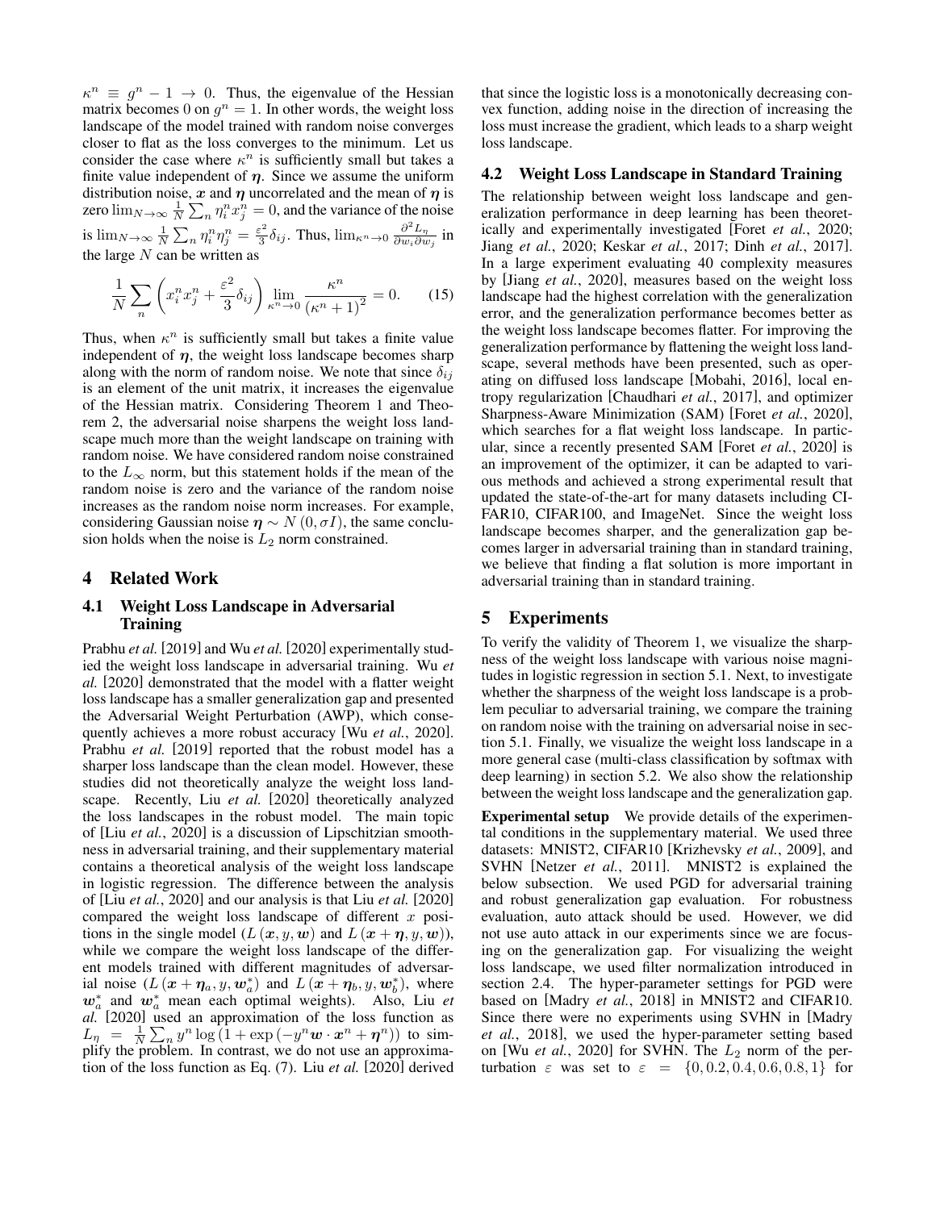$\kappa^n \equiv g^n - 1 \to 0$. Thus, the eigenvalue of the Hessian matrix becomes 0 on $g^n = 1$. In other words, the weight loss landscape of the model trained with random noise converges closer to flat as the loss converges to the minimum. Let us consider the case where $\kappa^n$ is sufficiently small but takes a finite value independent of $\boldsymbol{\eta}$. Since we assume the uniform distribution noise, $\boldsymbol{x}$ and $\boldsymbol{\eta}$ uncorrelated and the mean of $\boldsymbol{\eta}$ is zero $\lim_{N\to\infty} \frac{1}{N}\sum_n \eta_i^n x_j^n = 0$, and the variance of the noise is $\lim_{N\to\infty} \frac{1}{N}\sum_n \eta_i^n \eta_j^n = \frac{\varepsilon^2}{3}\delta_{ij}$. Thus, $\lim_{\kappa^n\to 0} \frac{\partial^2 L_\eta}{\partial w_i \partial w_j}$ in the large $N$ can be written as

$$\frac{1}{N}\sum_n \left( x_i^n x_j^n + \frac{\varepsilon^2}{3}\delta_{ij} \right) \lim_{\kappa^n \to 0} \frac{\kappa^n}{(\kappa^n + 1)^2} = 0. \tag{15}$$

Thus, when $\kappa^n$ is sufficiently small but takes a finite value independent of $\boldsymbol{\eta}$, the weight loss landscape becomes sharp along with the norm of random noise. We note that since $\delta_{ij}$ is an element of the unit matrix, it increases the eigenvalue of the Hessian matrix. Considering Theorem 1 and Theorem 2, the adversarial noise sharpens the weight loss landscape much more than the weight landscape on training with random noise. We have considered random noise constrained to the $L_\infty$ norm, but this statement holds if the mean of the random noise is zero and the variance of the random noise increases as the random noise norm increases. For example, considering Gaussian noise $\boldsymbol{\eta} \sim N(0, \sigma I)$, the same conclusion holds when the noise is $L_2$ norm constrained.

## 4 Related Work

### 4.1 Weight Loss Landscape in Adversarial Training

Prabhu *et al.* [2019] and Wu *et al.* [2020] experimentally studied the weight loss landscape in adversarial training. Wu *et al.* [2020] demonstrated that the model with a flatter weight loss landscape has a smaller generalization gap and presented the Adversarial Weight Perturbation (AWP), which consequently achieves a more robust accuracy [Wu *et al.*, 2020]. Prabhu *et al.* [2019] reported that the robust model has a sharper loss landscape than the clean model. However, these studies did not theoretically analyze the weight loss landscape. Recently, Liu *et al.* [2020] theoretically analyzed the loss landscapes in the robust model. The main topic of [Liu *et al.*, 2020] is a discussion of Lipschitzian smoothness in adversarial training, and their supplementary material contains a theoretical analysis of the weight loss landscape in logistic regression. The difference between the analysis of [Liu *et al.*, 2020] and our analysis is that Liu *et al.* [2020] compared the weight loss landscape of different $x$ positions in the single model ($L(\boldsymbol{x}, y, \boldsymbol{w})$ and $L(\boldsymbol{x} + \boldsymbol{\eta}, y, \boldsymbol{w})$), while we compare the weight loss landscape of the different models trained with different magnitudes of adversarial noise ($L(\boldsymbol{x} + \boldsymbol{\eta}_a, y, \boldsymbol{w}_a^*)$ and $L(\boldsymbol{x} + \boldsymbol{\eta}_b, y, \boldsymbol{w}_b^*)$, where $\boldsymbol{w}_a^*$ and $\boldsymbol{w}_a^*$ mean each optimal weights). Also, Liu *et al.* [2020] used an approximation of the loss function as $L_\eta = \frac{1}{N}\sum_n y^n \log(1 + \exp(-y^n \boldsymbol{w} \cdot \boldsymbol{x}^n + \boldsymbol{\eta}^n))$ to simplify the problem. In contrast, we do not use an approximation of the loss function as Eq. (7). Liu *et al.* [2020] derived that since the logistic loss is a monotonically decreasing convex function, adding noise in the direction of increasing the loss must increase the gradient, which leads to a sharp weight loss landscape.

### 4.2 Weight Loss Landscape in Standard Training

The relationship between weight loss landscape and generalization performance in deep learning has been theoretically and experimentally investigated [Foret *et al.*, 2020; Jiang *et al.*, 2020; Keskar *et al.*, 2017; Dinh *et al.*, 2017]. In a large experiment evaluating 40 complexity measures by [Jiang *et al.*, 2020], measures based on the weight loss landscape had the highest correlation with the generalization error, and the generalization performance becomes better as the weight loss landscape becomes flatter. For improving the generalization performance by flattening the weight loss landscape, several methods have been presented, such as operating on diffused loss landscape [Mobahi, 2016], local entropy regularization [Chaudhari *et al.*, 2017], and optimizer Sharpness-Aware Minimization (SAM) [Foret *et al.*, 2020], which searches for a flat weight loss landscape. In particular, since a recently presented SAM [Foret *et al.*, 2020] is an improvement of the optimizer, it can be adapted to various methods and achieved a strong experimental result that updated the state-of-the-art for many datasets including CIFAR10, CIFAR100, and ImageNet. Since the weight loss landscape becomes sharper, and the generalization gap becomes larger in adversarial training than in standard training, we believe that finding a flat solution is more important in adversarial training than in standard training.

## 5 Experiments

To verify the validity of Theorem 1, we visualize the sharpness of the weight loss landscape with various noise magnitudes in logistic regression in section 5.1. Next, to investigate whether the sharpness of the weight loss landscape is a problem peculiar to adversarial training, we compare the training on random noise with the training on adversarial noise in section 5.1. Finally, we visualize the weight loss landscape in a more general case (multi-class classification by softmax with deep learning) in section 5.2. We also show the relationship between the weight loss landscape and the generalization gap.

**Experimental setup** We provide details of the experimental conditions in the supplementary material. We used three datasets: MNIST2, CIFAR10 [Krizhevsky *et al.*, 2009], and SVHN [Netzer *et al.*, 2011]. MNIST2 is explained the below subsection. We used PGD for adversarial training and robust generalization gap evaluation. For robustness evaluation, auto attack should be used. However, we did not use auto attack in our experiments since we are focusing on the generalization gap. For visualizing the weight loss landscape, we used filter normalization introduced in section 2.4. The hyper-parameter settings for PGD were based on [Madry *et al.*, 2018] in MNIST2 and CIFAR10. Since there were no experiments using SVHN in [Madry *et al.*, 2018], we used the hyper-parameter setting based on [Wu *et al.*, 2020] for SVHN. The $L_2$ norm of the perturbation $\varepsilon$ was set to $\varepsilon = \{0, 0.2, 0.4, 0.6, 0.8, 1\}$ for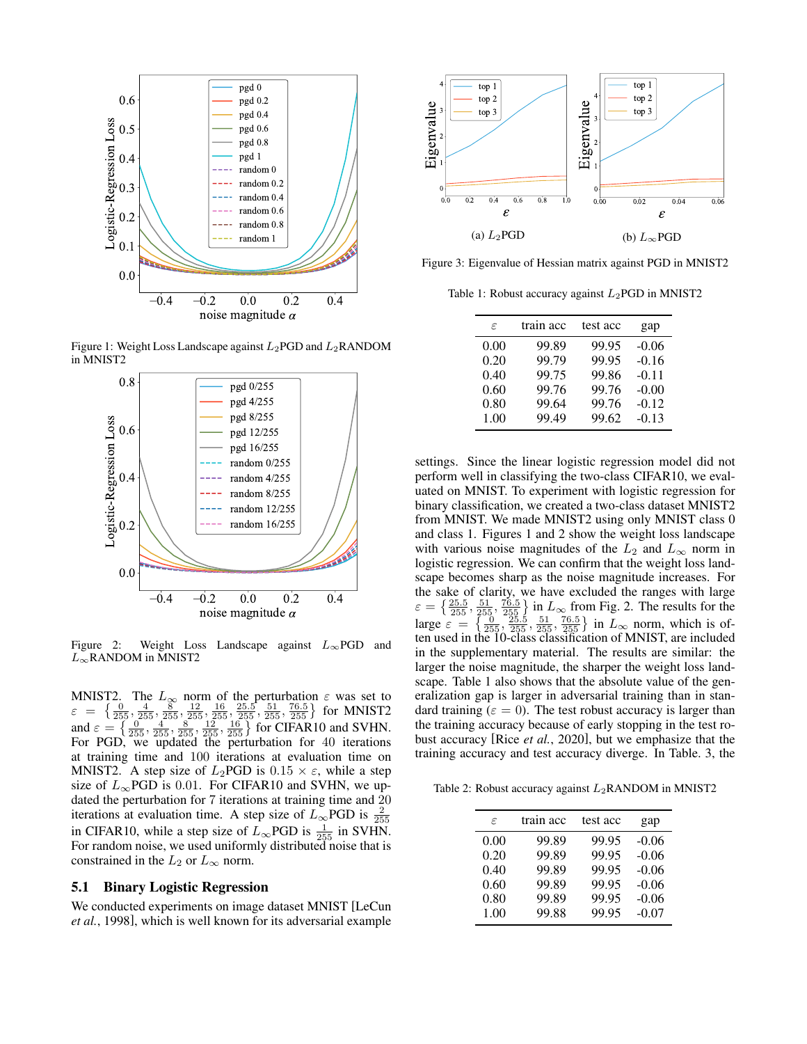Figure 1: Weight Loss Landscape against $L_2$PGD and $L_2$RANDOM in MNIST2

Figure 2: Weight Loss Landscape against $L_\infty$PGD and $L_\infty$RANDOM in MNIST2

MNIST2. The $L_\infty$ norm of the perturbation $\varepsilon$ was set to $\varepsilon = \left\{\frac{0}{255}, \frac{4}{255}, \frac{8}{255}, \frac{12}{255}, \frac{16}{255}, \frac{25.5}{255}, \frac{51}{255}, \frac{76.5}{255}\right\}$ for MNIST2 and $\varepsilon = \left\{\frac{0}{255}, \frac{4}{255}, \frac{8}{255}, \frac{12}{255}, \frac{16}{255}\right\}$ for CIFAR10 and SVHN. For PGD, we updated the perturbation for 40 iterations at training time and 100 iterations at evaluation time on MNIST2. A step size of $L_2$PGD is $0.15 \times \varepsilon$, while a step size of $L_\infty$PGD is 0.01. For CIFAR10 and SVHN, we updated the perturbation for 7 iterations at training time and 20 iterations at evaluation time. A step size of $L_\infty$PGD is $\frac{2}{255}$ in CIFAR10, while a step size of $L_\infty$PGD is $\frac{1}{255}$ in SVHN. For random noise, we used uniformly distributed noise that is constrained in the $L_2$ or $L_\infty$ norm.

### 5.1 Binary Logistic Regression

We conducted experiments on image dataset MNIST [LeCun *et al.*, 1998], which is well known for its adversarial example settings. Since the linear logistic regression model did not perform well in classifying the two-class CIFAR10, we evaluated on MNIST. To experiment with logistic regression for binary classification, we created a two-class dataset MNIST2 from MNIST. We made MNIST2 using only MNIST class 0 and class 1. Figures 1 and 2 show the weight loss landscape with various noise magnitudes of the $L_2$ and $L_\infty$ norm in logistic regression. We can confirm that the weight loss landscape becomes sharp as the noise magnitude increases. For the sake of clarity, we have excluded the ranges with large $\varepsilon = \left\{\frac{25.5}{255}, \frac{51}{255}, \frac{76.5}{255}\right\}$ in $L_\infty$ from Fig. 2. The results for the large $\varepsilon = \left\{\frac{0}{255}, \frac{25.5}{255}, \frac{51}{255}, \frac{76.5}{255}\right\}$ in $L_\infty$ norm, which is often used in the 10-class classification of MNIST, are included in the supplementary material. The results are similar: the larger the noise magnitude, the sharper the weight loss landscape. Table 1 also shows that the absolute value of the generalization gap is larger in adversarial training than in standard training ($\varepsilon = 0$). The test robust accuracy is larger than the training accuracy because of early stopping in the test robust accuracy [Rice *et al.*, 2020], but we emphasize that the training accuracy and test accuracy diverge. In Table. 3, the

Figure 3: Eigenvalue of Hessian matrix against PGD in MNIST2 — (a) $L_2$PGD, (b) $L_\infty$PGD

Table 1: Robust accuracy against $L_2$PGD in MNIST2

| $\varepsilon$ | train acc | test acc | gap |
|---|---|---|---|
| 0.00 | 99.89 | 99.95 | -0.06 |
| 0.20 | 99.79 | 99.95 | -0.16 |
| 0.40 | 99.75 | 99.86 | -0.11 |
| 0.60 | 99.76 | 99.76 | -0.00 |
| 0.80 | 99.64 | 99.76 | -0.12 |
| 1.00 | 99.49 | 99.62 | -0.13 |

Table 2: Robust accuracy against $L_2$RANDOM in MNIST2

| $\varepsilon$ | train acc | test acc | gap |
|---|---|---|---|
| 0.00 | 99.89 | 99.95 | -0.06 |
| 0.20 | 99.89 | 99.95 | -0.06 |
| 0.40 | 99.89 | 99.95 | -0.06 |
| 0.60 | 99.89 | 99.95 | -0.06 |
| 0.80 | 99.89 | 99.95 | -0.06 |
| 1.00 | 99.88 | 99.95 | -0.07 |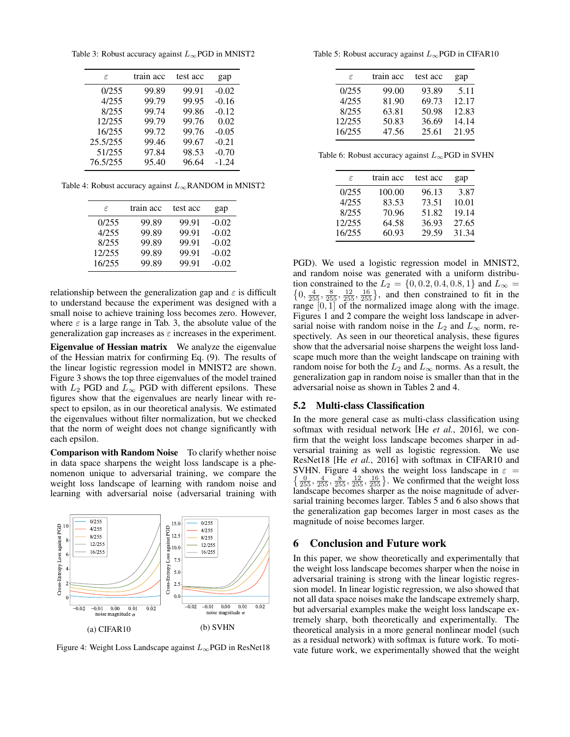Table 3: Robust accuracy against $L_\infty$PGD in MNIST2

| $\varepsilon$ | train acc | test acc | gap |
|---|---|---|---|
| 0/255 | 99.89 | 99.91 | -0.02 |
| 4/255 | 99.79 | 99.95 | -0.16 |
| 8/255 | 99.74 | 99.86 | -0.12 |
| 12/255 | 99.79 | 99.76 | 0.02 |
| 16/255 | 99.72 | 99.76 | -0.05 |
| 25.5/255 | 99.46 | 99.67 | -0.21 |
| 51/255 | 97.84 | 98.53 | -0.70 |
| 76.5/255 | 95.40 | 96.64 | -1.24 |

Table 4: Robust accuracy against $L_\infty$RANDOM in MNIST2

| $\varepsilon$ | train acc | test acc | gap |
|---|---|---|---|
| 0/255 | 99.89 | 99.91 | -0.02 |
| 4/255 | 99.89 | 99.91 | -0.02 |
| 8/255 | 99.89 | 99.91 | -0.02 |
| 12/255 | 99.89 | 99.91 | -0.02 |
| 16/255 | 99.89 | 99.91 | -0.02 |

relationship between the generalization gap and $\varepsilon$ is difficult to understand because the experiment was designed with a small noise to achieve training loss becomes zero. However, where $\varepsilon$ is a large range in Tab. 3, the absolute value of the generalization gap increases as $\varepsilon$ increases in the experiment.

**Eigenvalue of Hessian matrix** We analyze the eigenvalue of the Hessian matrix for confirming Eq. (9). The results of the linear logistic regression model in MNIST2 are shown. Figure 3 shows the top three eigenvalues of the model trained with $L_2$ PGD and $L_\infty$ PGD with different epsilons. These figures show that the eigenvalues are nearly linear with respect to epsilon, as in our theoretical analysis. We estimated the eigenvalues without filter normalization, but we checked that the norm of weight does not change significantly with each epsilon.

**Comparison with Random Noise** To clarify whether noise in data space sharpens the weight loss landscape is a phenomenon unique to adversarial training, we compare the weight loss landscape of learning with random noise and learning with adversarial noise (adversarial training with PGD). We used a logistic regression model in MNIST2, and random noise was generated with a uniform distribution constrained to the $L_2 = \{0, 0.2, 0.4, 0.8, 1\}$ and $L_\infty = \{0, \frac{4}{255}, \frac{8}{255}, \frac{12}{255}, \frac{16}{255}\}$, and then constrained to fit in the range $[0, 1]$ of the normalized image along with the image. Figures 1 and 2 compare the weight loss landscape in adversarial noise with random noise in the $L_2$ and $L_\infty$ norm, respectively. As seen in our theoretical analysis, these figures show that the adversarial noise sharpens the weight loss landscape much more than the weight landscape on training with random noise for both the $L_2$ and $L_\infty$ norms. As a result, the generalization gap in random noise is smaller than that in the adversarial noise as shown in Tables 2 and 4.

(a) CIFAR10 (b) SVHN

Figure 4: Weight Loss Landscape against $L_\infty$PGD in ResNet18

Table 5: Robust accuracy against $L_\infty$PGD in CIFAR10

| $\varepsilon$ | train acc | test acc | gap |
|---|---|---|---|
| 0/255 | 99.00 | 93.89 | 5.11 |
| 4/255 | 81.90 | 69.73 | 12.17 |
| 8/255 | 63.81 | 50.98 | 12.83 |
| 12/255 | 50.83 | 36.69 | 14.14 |
| 16/255 | 47.56 | 25.61 | 21.95 |

Table 6: Robust accuracy against $L_\infty$PGD in SVHN

| $\varepsilon$ | train acc | test acc | gap |
|---|---|---|---|
| 0/255 | 100.00 | 96.13 | 3.87 |
| 4/255 | 83.53 | 73.51 | 10.01 |
| 8/255 | 70.96 | 51.82 | 19.14 |
| 12/255 | 64.58 | 36.93 | 27.65 |
| 16/255 | 60.93 | 29.59 | 31.34 |

## 5.2 Multi-class Classification

In the more general case as multi-class classification using softmax with residual network [He *et al.*, 2016], we confirm that the weight loss landscape becomes sharper in adversarial training as well as logistic regression. We use ResNet18 [He *et al.*, 2016] with softmax in CIFAR10 and SVHN. Figure 4 shows the weight loss landscape in $\varepsilon = \{\frac{0}{255}, \frac{4}{255}, \frac{8}{255}, \frac{12}{255}, \frac{16}{255}\}$. We confirmed that the weight loss landscape becomes sharper as the noise magnitude of adversarial training becomes larger. Tables 5 and 6 also shows that the generalization gap becomes larger in most cases as the magnitude of noise becomes larger.

# 6 Conclusion and Future work

In this paper, we show theoretically and experimentally that the weight loss landscape becomes sharper when the noise in adversarial training is strong with the linear logistic regression model. In linear logistic regression, we also showed that not all data space noises make the landscape extremely sharp, but adversarial examples make the weight loss landscape extremely sharp, both theoretically and experimentally. The theoretical analysis in a more general nonlinear model (such as a residual network) with softmax is future work. To motivate future work, we experimentally showed that the weight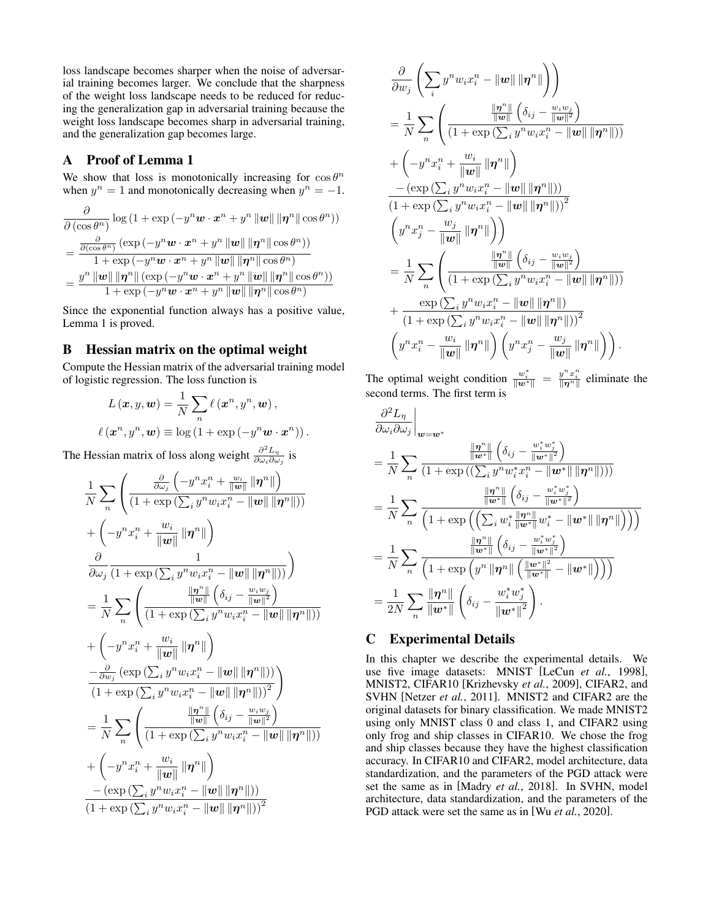loss landscape becomes sharper when the noise of adversarial training becomes larger. We conclude that the sharpness of the weight loss landscape needs to be reduced for reducing the generalization gap in adversarial training because the weight loss landscape becomes sharp in adversarial training, and the generalization gap becomes large.

## A Proof of Lemma 1

We show that loss is monotonically increasing for $\cos\theta^n$ when $y^n = 1$ and monotonically decreasing when $y^n = -1$.

$$
\begin{aligned}
&\frac{\partial}{\partial\left(\cos\theta^n\right)}\log\left(1+\exp\left(-y^n\boldsymbol{w}\cdot\boldsymbol{x}^n + y^n\left\|\boldsymbol{w}\right\|\left\|\boldsymbol{\eta}^n\right\|\cos\theta^n\right)\right)\\
&=\frac{\frac{\partial}{\partial\left(\cos\theta^n\right)}\left(\exp\left(-y^n\boldsymbol{w}\cdot\boldsymbol{x}^n + y^n\left\|\boldsymbol{w}\right\|\left\|\boldsymbol{\eta}^n\right\|\cos\theta^n\right)\right)}{1+\exp\left(-y^n\boldsymbol{w}\cdot\boldsymbol{x}^n + y^n\left\|\boldsymbol{w}\right\|\left\|\boldsymbol{\eta}^n\right\|\cos\theta^n\right)}\\
&=\frac{y^n\left\|\boldsymbol{w}\right\|\left\|\boldsymbol{\eta}^n\right\|\left(\exp\left(-y^n\boldsymbol{w}\cdot\boldsymbol{x}^n + y^n\left\|\boldsymbol{w}\right\|\left\|\boldsymbol{\eta}^n\right\|\cos\theta^n\right)\right)}{1+\exp\left(-y^n\boldsymbol{w}\cdot\boldsymbol{x}^n + y^n\left\|\boldsymbol{w}\right\|\left\|\boldsymbol{\eta}^n\right\|\cos\theta^n\right)}
\end{aligned}
$$

Since the exponential function always has a positive value, Lemma 1 is proved.

## B Hessian matrix on the optimal weight

Compute the Hessian matrix of the adversarial training model of logistic regression. The loss function is

$$
\begin{aligned}
L\left(\boldsymbol{x},y,\boldsymbol{w}\right) &= \frac{1}{N}\sum_n \ell\left(\boldsymbol{x}^n,y^n,\boldsymbol{w}\right),\\
\ell\left(\boldsymbol{x}^n,y^n,\boldsymbol{w}\right) &\equiv \log\left(1+\exp\left(-y^n\boldsymbol{w}\cdot\boldsymbol{x}^n\right)\right).
\end{aligned}
$$

The Hessian matrix of loss along weight $\frac{\partial^2 L_\eta}{\partial\omega_i\partial\omega_j}$ is

$$
\begin{aligned}
&\frac{1}{N}\sum_n\left(\frac{\frac{\partial}{\partial\omega_j}\left(-y^n x_i^n + \frac{w_i}{\|\boldsymbol{w}\|}\left\|\boldsymbol{\eta}^n\right\|\right)}{\left(1+\exp\left(\sum_i y^n w_i x_i^n - \|\boldsymbol{w}\|\left\|\boldsymbol{\eta}^n\right\|\right)\right)}\right.\\
&+\left(-y^n x_i^n + \frac{w_i}{\|\boldsymbol{w}\|}\left\|\boldsymbol{\eta}^n\right\|\right)\\
&\left.\frac{\partial}{\partial\omega_j}\frac{1}{\left(1+\exp\left(\sum_i y^n w_i x_i^n - \|\boldsymbol{w}\|\left\|\boldsymbol{\eta}^n\right\|\right)\right)}\right)\\
&=\frac{1}{N}\sum_n\left(\frac{\frac{\|\boldsymbol{\eta}^n\|}{\|\boldsymbol{w}\|}\left(\delta_{ij}-\frac{w_iw_j}{\|\boldsymbol{w}\|^2}\right)}{\left(1+\exp\left(\sum_i y^n w_i x_i^n - \|\boldsymbol{w}\|\left\|\boldsymbol{\eta}^n\right\|\right)\right)}\right.\\
&+\left(-y^n x_i^n + \frac{w_i}{\|\boldsymbol{w}\|}\left\|\boldsymbol{\eta}^n\right\|\right)\\
&\left.\frac{-\frac{\partial}{\partial\omega_j}\left(\exp\left(\sum_i y^n w_i x_i^n - \|\boldsymbol{w}\|\left\|\boldsymbol{\eta}^n\right\|\right)\right)}{\left(1+\exp\left(\sum_i y^n w_i x_i^n - \|\boldsymbol{w}\|\left\|\boldsymbol{\eta}^n\right\|\right)\right)^2}\right)\\
&=\frac{1}{N}\sum_n\left(\frac{\frac{\|\boldsymbol{\eta}^n\|}{\|\boldsymbol{w}\|}\left(\delta_{ij}-\frac{w_iw_j}{\|\boldsymbol{w}\|^2}\right)}{\left(1+\exp\left(\sum_i y^n w_i x_i^n - \|\boldsymbol{w}\|\left\|\boldsymbol{\eta}^n\right\|\right)\right)}\right.\\
&+\left(-y^n x_i^n + \frac{w_i}{\|\boldsymbol{w}\|}\left\|\boldsymbol{\eta}^n\right\|\right)\\
&\frac{-\left(\exp\left(\sum_i y^n w_i x_i^n - \|\boldsymbol{w}\|\left\|\boldsymbol{\eta}^n\right\|\right)\right)}{\left(1+\exp\left(\sum_i y^n w_i x_i^n - \|\boldsymbol{w}\|\left\|\boldsymbol{\eta}^n\right\|\right)\right)^2}
\end{aligned}
$$

$$
\begin{aligned}
&\frac{\partial}{\partial w_j}\left(\sum_i y^n w_i x_i^n - \|\boldsymbol{w}\|\left\|\boldsymbol{\eta}^n\right\|\right)\Bigg)\\
&=\frac{1}{N}\sum_n\left(\frac{\frac{\|\boldsymbol{\eta}^n\|}{\|\boldsymbol{w}\|}\left(\delta_{ij}-\frac{w_iw_j}{\|\boldsymbol{w}\|^2}\right)}{\left(1+\exp\left(\sum_i y^n w_i x_i^n - \|\boldsymbol{w}\|\left\|\boldsymbol{\eta}^n\right\|\right)\right)}\right.\\
&+\left(-y^n x_i^n + \frac{w_i}{\|\boldsymbol{w}\|}\left\|\boldsymbol{\eta}^n\right\|\right)\\
&\frac{-\left(\exp\left(\sum_i y^n w_i x_i^n - \|\boldsymbol{w}\|\left\|\boldsymbol{\eta}^n\right\|\right)\right)}{\left(1+\exp\left(\sum_i y^n w_i x_i^n - \|\boldsymbol{w}\|\left\|\boldsymbol{\eta}^n\right\|\right)\right)^2}\\
&\left.\left(y^n x_j^n - \frac{w_j}{\|\boldsymbol{w}\|}\left\|\boldsymbol{\eta}^n\right\|\right)\right)\\
&=\frac{1}{N}\sum_n\left(\frac{\frac{\|\boldsymbol{\eta}^n\|}{\|\boldsymbol{w}\|}\left(\delta_{ij}-\frac{w_iw_j}{\|\boldsymbol{w}\|^2}\right)}{\left(1+\exp\left(\sum_i y^n w_i x_i^n - \|\boldsymbol{w}\|\left\|\boldsymbol{\eta}^n\right\|\right)\right)}\right.\\
&+\frac{\exp\left(\sum_i y^n w_i x_i^n - \|\boldsymbol{w}\|\left\|\boldsymbol{\eta}^n\right\|\right)}{\left(1+\exp\left(\sum_i y^n w_i x_i^n - \|\boldsymbol{w}\|\left\|\boldsymbol{\eta}^n\right\|\right)\right)^2}\\
&\left.\left(y^n x_i^n - \frac{w_i}{\|\boldsymbol{w}\|}\left\|\boldsymbol{\eta}^n\right\|\right)\left(y^n x_j^n - \frac{w_j}{\|\boldsymbol{w}\|}\left\|\boldsymbol{\eta}^n\right\|\right)\right).
\end{aligned}
$$

The optimal weight condition $\frac{w_i^*}{\|\boldsymbol{w}^*\|} = \frac{y^n x_i^n}{\|\boldsymbol{\eta}^n\|}$ eliminate the second terms. The first term is

$$
\begin{aligned}
&\left.\frac{\partial^2 L_\eta}{\partial\omega_i\partial\omega_j}\right|_{\boldsymbol{w}=\boldsymbol{w}^*}\\
&=\frac{1}{N}\sum_n\frac{\frac{\|\boldsymbol{\eta}^n\|}{\|\boldsymbol{w}^*\|}\left(\delta_{ij}-\frac{w_i^*w_j^*}{\|\boldsymbol{w}^*\|^2}\right)}{\left(1+\exp\left(\left(\sum_i y^n w_i^* x_i^n - \|\boldsymbol{w}^*\|\left\|\boldsymbol{\eta}^n\right\|\right)\right)\right)}\\
&=\frac{1}{N}\sum_n\frac{\frac{\|\boldsymbol{\eta}^n\|}{\|\boldsymbol{w}^*\|}\left(\delta_{ij}-\frac{w_i^*w_j^*}{\|\boldsymbol{w}^*\|^2}\right)}{\left(1+\exp\left(\left(\sum_i w_i^*\frac{\|\boldsymbol{\eta}^n\|}{\|\boldsymbol{w}^*\|}w_i^* - \|\boldsymbol{w}^*\|\left\|\boldsymbol{\eta}^n\right\|\right)\right)\right)}\\
&=\frac{1}{N}\sum_n\frac{\frac{\|\boldsymbol{\eta}^n\|}{\|\boldsymbol{w}^*\|}\left(\delta_{ij}-\frac{w_i^*w_j^*}{\|\boldsymbol{w}^*\|^2}\right)}{\left(1+\exp\left(y^n\left\|\boldsymbol{\eta}^n\right\|\left(\frac{\|\boldsymbol{w}^*\|^2}{\|\boldsymbol{w}^*\|}-\|\boldsymbol{w}^*\|\right)\right)\right)}\\
&=\frac{1}{2N}\sum_n\frac{\|\boldsymbol{\eta}^n\|}{\|\boldsymbol{w}^*\|}\left(\delta_{ij}-\frac{w_i^*w_j^*}{\|\boldsymbol{w}^*\|^2}\right).
\end{aligned}
$$

## C Experimental Details

In this chapter we describe the experimental details. We use five image datasets: MNIST [LeCun *et al.*, 1998], MNIST2, CIFAR10 [Krizhevsky *et al.*, 2009], CIFAR2, and SVHN [Netzer *et al.*, 2011]. MNIST2 and CIFAR2 are the original datasets for binary classification. We made MNIST2 using only MNIST class 0 and class 1, and CIFAR2 using only frog and ship classes in CIFAR10. We chose the frog and ship classes because they have the highest classification accuracy. In CIFAR10 and CIFAR2, model architecture, data standardization, and the parameters of the PGD attack were set the same as in [Madry *et al.*, 2018]. In SVHN, model architecture, data standardization, and the parameters of the PGD attack were set the same as in [Wu *et al.*, 2020].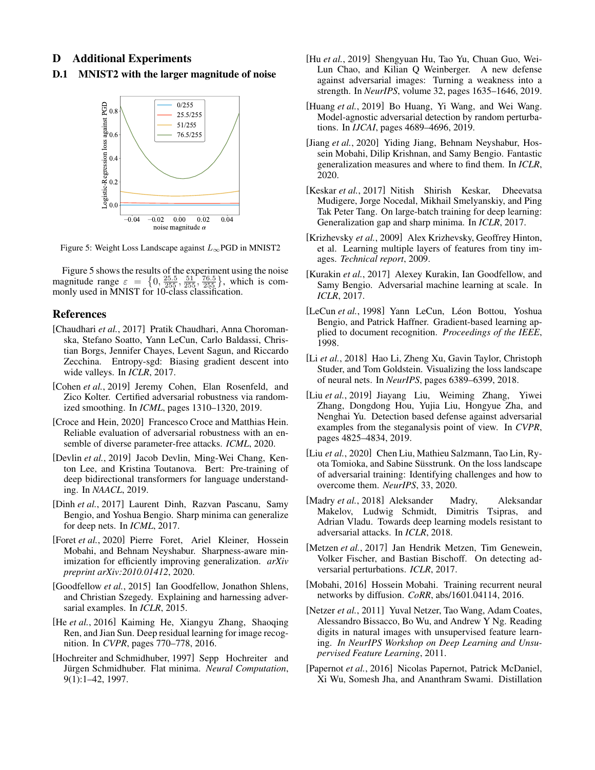# D Additional Experiments

## D.1 MNIST2 with the larger magnitude of noise

Figure 5: Weight Loss Landscape against $L_\infty$PGD in MNIST2

Figure 5 shows the results of the experiment using the noise magnitude range $\varepsilon = \left\{0, \frac{25.5}{255}, \frac{51}{255}, \frac{76.5}{255}\right\}$, which is commonly used in MNIST for 10-class classification.

## References

[Chaudhari *et al.*, 2017] Pratik Chaudhari, Anna Choromanska, Stefano Soatto, Yann LeCun, Carlo Baldassi, Christian Borgs, Jennifer Chayes, Levent Sagun, and Riccardo Zecchina. Entropy-sgd: Biasing gradient descent into wide valleys. In *ICLR*, 2017.

[Cohen *et al.*, 2019] Jeremy Cohen, Elan Rosenfeld, and Zico Kolter. Certified adversarial robustness via randomized smoothing. In *ICML*, pages 1310–1320, 2019.

[Croce and Hein, 2020] Francesco Croce and Matthias Hein. Reliable evaluation of adversarial robustness with an ensemble of diverse parameter-free attacks. *ICML*, 2020.

[Devlin *et al.*, 2019] Jacob Devlin, Ming-Wei Chang, Kenton Lee, and Kristina Toutanova. Bert: Pre-training of deep bidirectional transformers for language understanding. In *NAACL*, 2019.

[Dinh *et al.*, 2017] Laurent Dinh, Razvan Pascanu, Samy Bengio, and Yoshua Bengio. Sharp minima can generalize for deep nets. In *ICML*, 2017.

[Foret *et al.*, 2020] Pierre Foret, Ariel Kleiner, Hossein Mobahi, and Behnam Neyshabur. Sharpness-aware minimization for efficiently improving generalization. *arXiv preprint arXiv:2010.01412*, 2020.

[Goodfellow *et al.*, 2015] Ian Goodfellow, Jonathon Shlens, and Christian Szegedy. Explaining and harnessing adversarial examples. In *ICLR*, 2015.

[He *et al.*, 2016] Kaiming He, Xiangyu Zhang, Shaoqing Ren, and Jian Sun. Deep residual learning for image recognition. In *CVPR*, pages 770–778, 2016.

[Hochreiter and Schmidhuber, 1997] Sepp Hochreiter and Jürgen Schmidhuber. Flat minima. *Neural Computation*, 9(1):1–42, 1997.

[Hu *et al.*, 2019] Shengyuan Hu, Tao Yu, Chuan Guo, Wei-Lun Chao, and Kilian Q Weinberger. A new defense against adversarial images: Turning a weakness into a strength. In *NeurIPS*, volume 32, pages 1635–1646, 2019.

[Huang *et al.*, 2019] Bo Huang, Yi Wang, and Wei Wang. Model-agnostic adversarial detection by random perturbations. In *IJCAI*, pages 4689–4696, 2019.

[Jiang *et al.*, 2020] Yiding Jiang, Behnam Neyshabur, Hossein Mobahi, Dilip Krishnan, and Samy Bengio. Fantastic generalization measures and where to find them. In *ICLR*, 2020.

[Keskar *et al.*, 2017] Nitish Shirish Keskar, Dheevatsa Mudigere, Jorge Nocedal, Mikhail Smelyanskiy, and Ping Tak Peter Tang. On large-batch training for deep learning: Generalization gap and sharp minima. In *ICLR*, 2017.

[Krizhevsky *et al.*, 2009] Alex Krizhevsky, Geoffrey Hinton, et al. Learning multiple layers of features from tiny images. *Technical report*, 2009.

[Kurakin *et al.*, 2017] Alexey Kurakin, Ian Goodfellow, and Samy Bengio. Adversarial machine learning at scale. In *ICLR*, 2017.

[LeCun *et al.*, 1998] Yann LeCun, Léon Bottou, Yoshua Bengio, and Patrick Haffner. Gradient-based learning applied to document recognition. *Proceedings of the IEEE*, 1998.

[Li *et al.*, 2018] Hao Li, Zheng Xu, Gavin Taylor, Christoph Studer, and Tom Goldstein. Visualizing the loss landscape of neural nets. In *NeurIPS*, pages 6389–6399, 2018.

[Liu *et al.*, 2019] Jiayang Liu, Weiming Zhang, Yiwei Zhang, Dongdong Hou, Yujia Liu, Hongyue Zha, and Nenghai Yu. Detection based defense against adversarial examples from the steganalysis point of view. In *CVPR*, pages 4825–4834, 2019.

[Liu *et al.*, 2020] Chen Liu, Mathieu Salzmann, Tao Lin, Ryota Tomioka, and Sabine Süsstrunk. On the loss landscape of adversarial training: Identifying challenges and how to overcome them. *NeurIPS*, 33, 2020.

[Madry *et al.*, 2018] Aleksander Madry, Aleksandar Makelov, Ludwig Schmidt, Dimitris Tsipras, and Adrian Vladu. Towards deep learning models resistant to adversarial attacks. In *ICLR*, 2018.

[Metzen *et al.*, 2017] Jan Hendrik Metzen, Tim Genewein, Volker Fischer, and Bastian Bischoff. On detecting adversarial perturbations. *ICLR*, 2017.

[Mobahi, 2016] Hossein Mobahi. Training recurrent neural networks by diffusion. *CoRR*, abs/1601.04114, 2016.

[Netzer *et al.*, 2011] Yuval Netzer, Tao Wang, Adam Coates, Alessandro Bissacco, Bo Wu, and Andrew Y Ng. Reading digits in natural images with unsupervised feature learning. *In NeurIPS Workshop on Deep Learning and Unsupervised Feature Learning*, 2011.

[Papernot *et al.*, 2016] Nicolas Papernot, Patrick McDaniel, Xi Wu, Somesh Jha, and Ananthram Swami. Distillation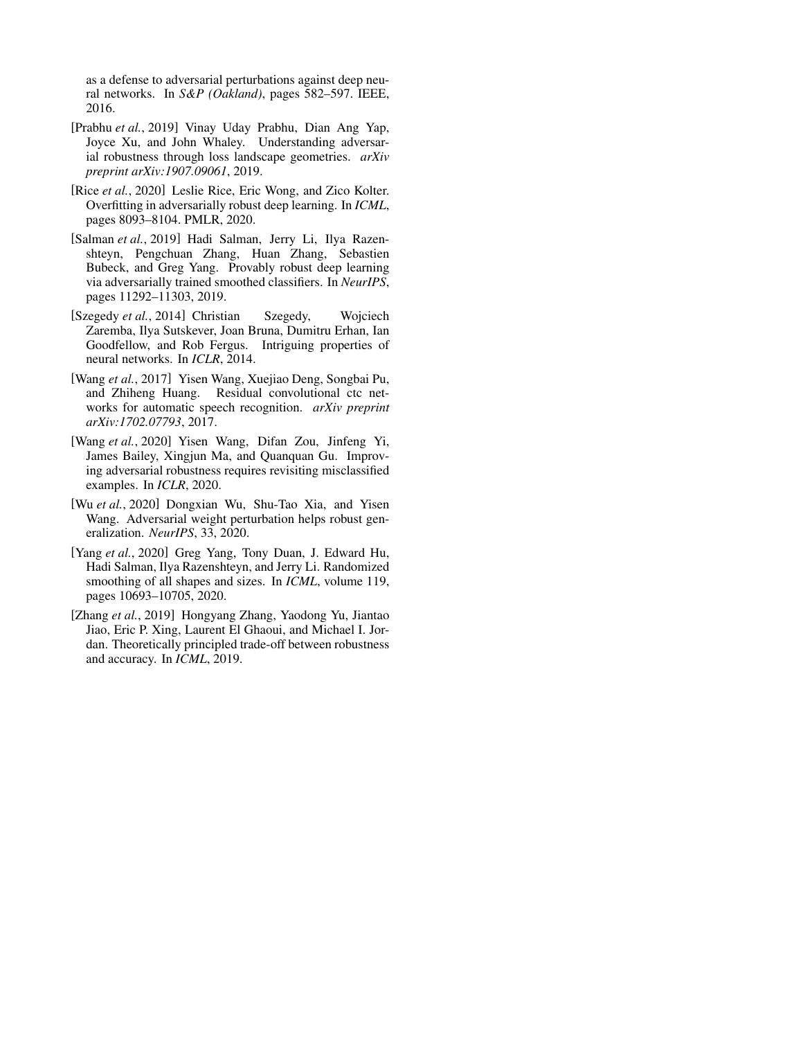as a defense to adversarial perturbations against deep neural networks. In *S&P (Oakland)*, pages 582–597. IEEE, 2016.

[Prabhu *et al.*, 2019] Vinay Uday Prabhu, Dian Ang Yap, Joyce Xu, and John Whaley. Understanding adversarial robustness through loss landscape geometries. *arXiv preprint arXiv:1907.09061*, 2019.

[Rice *et al.*, 2020] Leslie Rice, Eric Wong, and Zico Kolter. Overfitting in adversarially robust deep learning. In *ICML*, pages 8093–8104. PMLR, 2020.

[Salman *et al.*, 2019] Hadi Salman, Jerry Li, Ilya Razenshteyn, Pengchuan Zhang, Huan Zhang, Sebastien Bubeck, and Greg Yang. Provably robust deep learning via adversarially trained smoothed classifiers. In *NeurIPS*, pages 11292–11303, 2019.

[Szegedy *et al.*, 2014] Christian Szegedy, Wojciech Zaremba, Ilya Sutskever, Joan Bruna, Dumitru Erhan, Ian Goodfellow, and Rob Fergus. Intriguing properties of neural networks. In *ICLR*, 2014.

[Wang *et al.*, 2017] Yisen Wang, Xuejiao Deng, Songbai Pu, and Zhiheng Huang. Residual convolutional ctc networks for automatic speech recognition. *arXiv preprint arXiv:1702.07793*, 2017.

[Wang *et al.*, 2020] Yisen Wang, Difan Zou, Jinfeng Yi, James Bailey, Xingjun Ma, and Quanquan Gu. Improving adversarial robustness requires revisiting misclassified examples. In *ICLR*, 2020.

[Wu *et al.*, 2020] Dongxian Wu, Shu-Tao Xia, and Yisen Wang. Adversarial weight perturbation helps robust generalization. *NeurIPS*, 33, 2020.

[Yang *et al.*, 2020] Greg Yang, Tony Duan, J. Edward Hu, Hadi Salman, Ilya Razenshteyn, and Jerry Li. Randomized smoothing of all shapes and sizes. In *ICML*, volume 119, pages 10693–10705, 2020.

[Zhang *et al.*, 2019] Hongyang Zhang, Yaodong Yu, Jiantao Jiao, Eric P. Xing, Laurent El Ghaoui, and Michael I. Jordan. Theoretically principled trade-off between robustness and accuracy. In *ICML*, 2019.